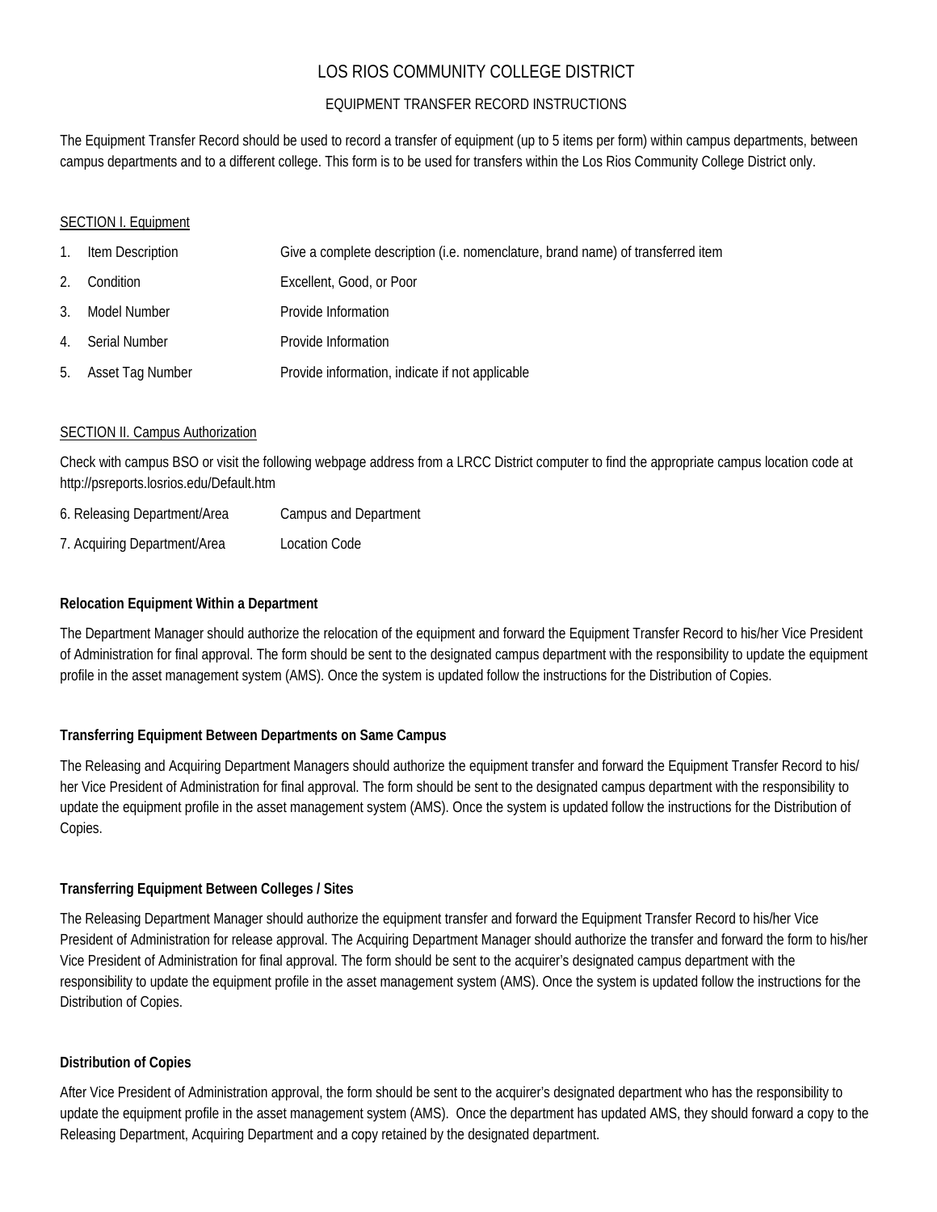# LOS RIOS COMMUNITY COLLEGE DISTRICT

## EQUIPMENT TRANSFER RECORD INSTRUCTIONS

The Equipment Transfer Record should be used to record a transfer of equipment (up to 5 items per form) within campus departments, between campus departments and to a different college. This form is to be used for transfers within the Los Rios Community College District only.

<u>SECTION I. Equipment</u>

| | |
|---|---|
| 1. Item Description | Give a complete description (i.e. nomenclature, brand name) of transferred item |
| 2. Condition | Excellent, Good, or Poor |
| 3. Model Number | Provide Information |
| 4. Serial Number | Provide Information |
| 5. Asset Tag Number | Provide information, indicate if not applicable |

<u>SECTION II. Campus Authorization</u>

Check with campus BSO or visit the following webpage address from a LRCC District computer to find the appropriate campus location code at http://psreports.losrios.edu/Default.htm

| | |
|---|---|
| 6. Releasing Department/Area | Campus and Department |
| 7. Acquiring Department/Area | Location Code |

**Relocation Equipment Within a Department**

The Department Manager should authorize the relocation of the equipment and forward the Equipment Transfer Record to his/her Vice President of Administration for final approval. The form should be sent to the designated campus department with the responsibility to update the equipment profile in the asset management system (AMS). Once the system is updated follow the instructions for the Distribution of Copies.

**Transferring Equipment Between Departments on Same Campus**

The Releasing and Acquiring Department Managers should authorize the equipment transfer and forward the Equipment Transfer Record to his/her Vice President of Administration for final approval. The form should be sent to the designated campus department with the responsibility to update the equipment profile in the asset management system (AMS). Once the system is updated follow the instructions for the Distribution of Copies.

**Transferring Equipment Between Colleges / Sites**

The Releasing Department Manager should authorize the equipment transfer and forward the Equipment Transfer Record to his/her Vice President of Administration for release approval. The Acquiring Department Manager should authorize the transfer and forward the form to his/her Vice President of Administration for final approval. The form should be sent to the acquirer's designated campus department with the responsibility to update the equipment profile in the asset management system (AMS). Once the system is updated follow the instructions for the Distribution of Copies.

**Distribution of Copies**

After Vice President of Administration approval, the form should be sent to the acquirer's designated department who has the responsibility to update the equipment profile in the asset management system (AMS). Once the department has updated AMS, they should forward a copy to the Releasing Department, Acquiring Department and a copy retained by the designated department.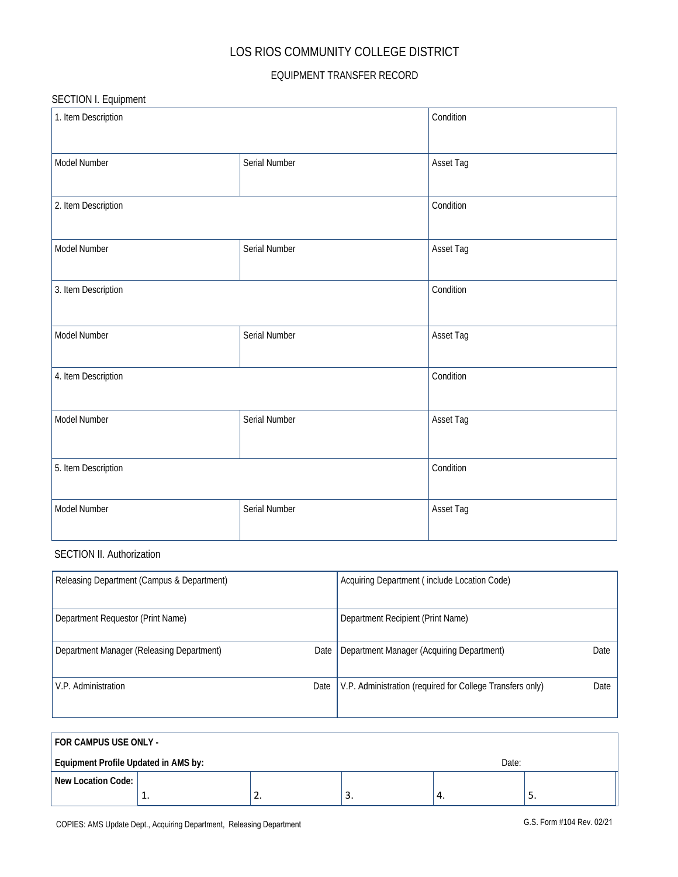# LOS RIOS COMMUNITY COLLEGE DISTRICT

## EQUIPMENT TRANSFER RECORD

SECTION I. Equipment

| | | |
|---|---|---|
| 1. Item Description | | Condition |
| Model Number | Serial Number | Asset Tag |
| 2. Item Description | | Condition |
| Model Number | Serial Number | Asset Tag |
| 3. Item Description | | Condition |
| Model Number | Serial Number | Asset Tag |
| 4. Item Description | | Condition |
| Model Number | Serial Number | Asset Tag |
| 5. Item Description | | Condition |
| Model Number | Serial Number | Asset Tag |

SECTION II. Authorization

| | |
|---|---|
| Releasing Department (Campus & Department) | Acquiring Department ( include Location Code) |
| Department Requestor (Print Name) | Department Recipient (Print Name) |
| Department Manager (Releasing Department) Date | Department Manager (Acquiring Department) Date |
| V.P. Administration Date | V.P. Administration (required for College Transfers only) Date |

| | | | | | |
|---|---|---|---|---|---|
| **FOR CAMPUS USE ONLY -** | | | | | |
| **Equipment Profile Updated in AMS by:** | | | | Date: | |
| **New Location Code:** | 1. | 2. | 3. | 4. | 5. |

COPIES: AMS Update Dept., Acquiring Department, Releasing Department

G.S. Form #104 Rev. 02/21